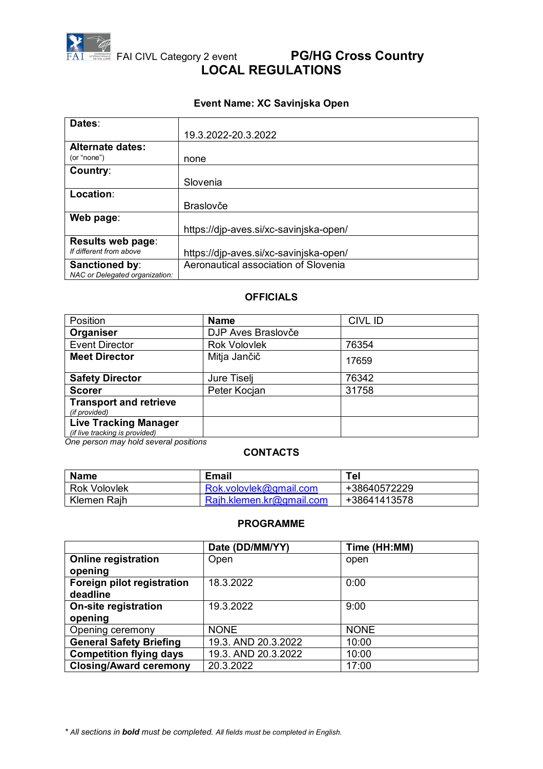FAI CIVL Category 2 event

# PG/HG Cross Country
# LOCAL REGULATIONS

**Event Name: XC Savinjska Open**

| | |
|---|---|
| **Dates**: | 19.3.2022-20.3.2022 |
| **Alternate dates:** (or "none") | none |
| **Country**: | Slovenia |
| **Location**: | Braslovče |
| **Web page**: | https://djp-aves.si/xc-savinjska-open/ |
| **Results web page**: *If different from above* | https://djp-aves.si/xc-savinjska-open/ |
| **Sanctioned by**: *NAC or Delegated organization:* | Aeronautical association of Slovenia |

## OFFICIALS

| Position | **Name** | CIVL ID |
|---|---|---|
| **Organiser** | DJP Aves Braslovče | |
| Event Director | Rok Volovlek | 76354 |
| **Meet Director** | Mitja Jančič | 17659 |
| **Safety Director** | Jure Tiselj | 76342 |
| **Scorer** | Peter Kocjan | 31758 |
| **Transport and retrieve** *(if provided)* | | |
| **Live Tracking Manager** *(if live tracking is provided)* | | |

*One person may hold several positions*

## CONTACTS

| **Name** | **Email** | **Tel** |
|---|---|---|
| Rok Volovlek | Rok.volovlek@gmail.com | +38640572229 |
| Klemen Rajh | Rajh.klemen.kr@gmail.com | +38641413578 |

## PROGRAMME

| | **Date (DD/MM/YY)** | **Time (HH:MM)** |
|---|---|---|
| **Online registration opening** | Open | open |
| **Foreign pilot registration deadline** | 18.3.2022 | 0:00 |
| **On-site registration opening** | 19.3.2022 | 9:00 |
| Opening ceremony | NONE | NONE |
| **General Safety Briefing** | 19.3. AND 20.3.2022 | 10:00 |
| **Competition flying days** | 19.3. AND 20.3.2022 | 10:00 |
| **Closing/Award ceremony** | 20.3.2022 | 17:00 |

*\* All sections in **bold** must be completed. All fields must be completed in English.*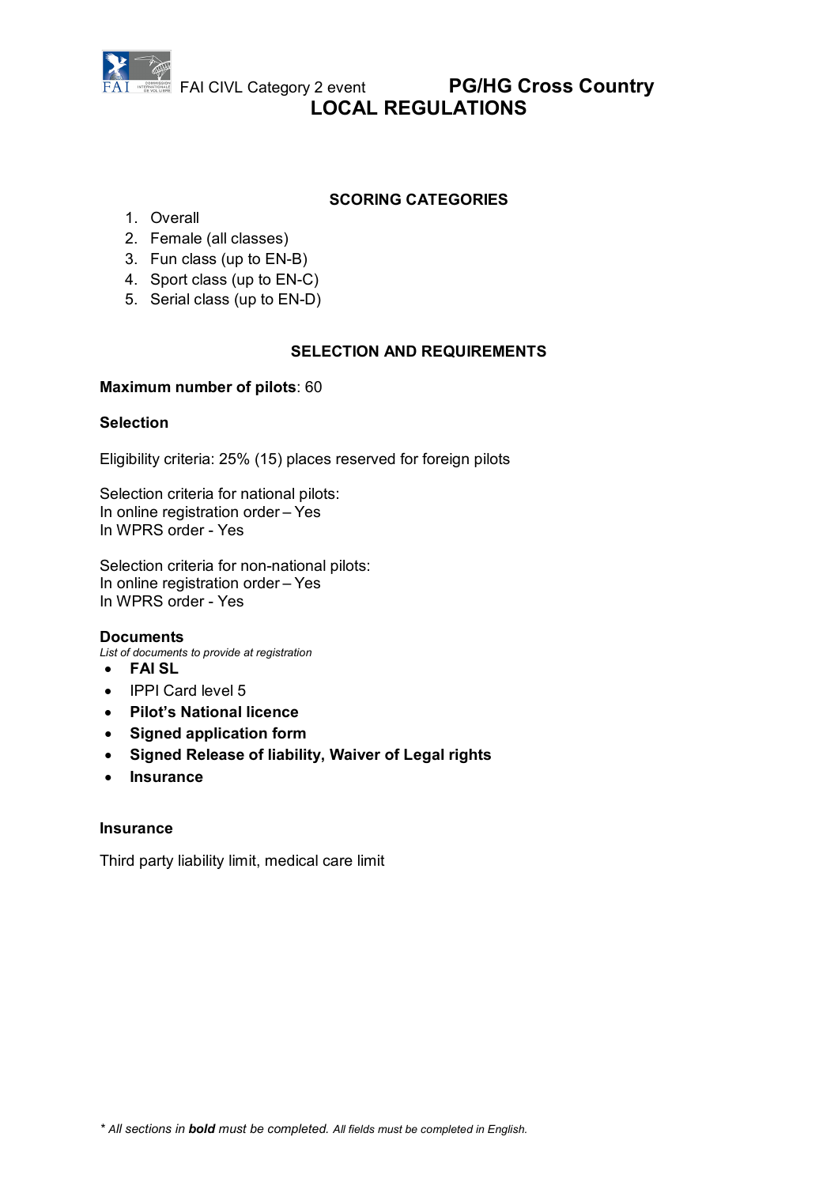## SCORING CATEGORIES

1. Overall
2. Female (all classes)
3. Fun class (up to EN-B)
4. Sport class (up to EN-C)
5. Serial class (up to EN-D)

## SELECTION AND REQUIREMENTS

**Maximum number of pilots**: 60

### Selection

Eligibility criteria: 25% (15) places reserved for foreign pilots

Selection criteria for national pilots:
In online registration order – Yes
In WPRS order - Yes

Selection criteria for non-national pilots:
In online registration order – Yes
In WPRS order - Yes

### Documents

*List of documents to provide at registration*

- **FAI SL**
- IPPI Card level 5
- **Pilot's National licence**
- **Signed application form**
- **Signed Release of liability, Waiver of Legal rights**
- **Insurance**

### Insurance

Third party liability limit, medical care limit

*\* All sections in **bold** must be completed. All fields must be completed in English.*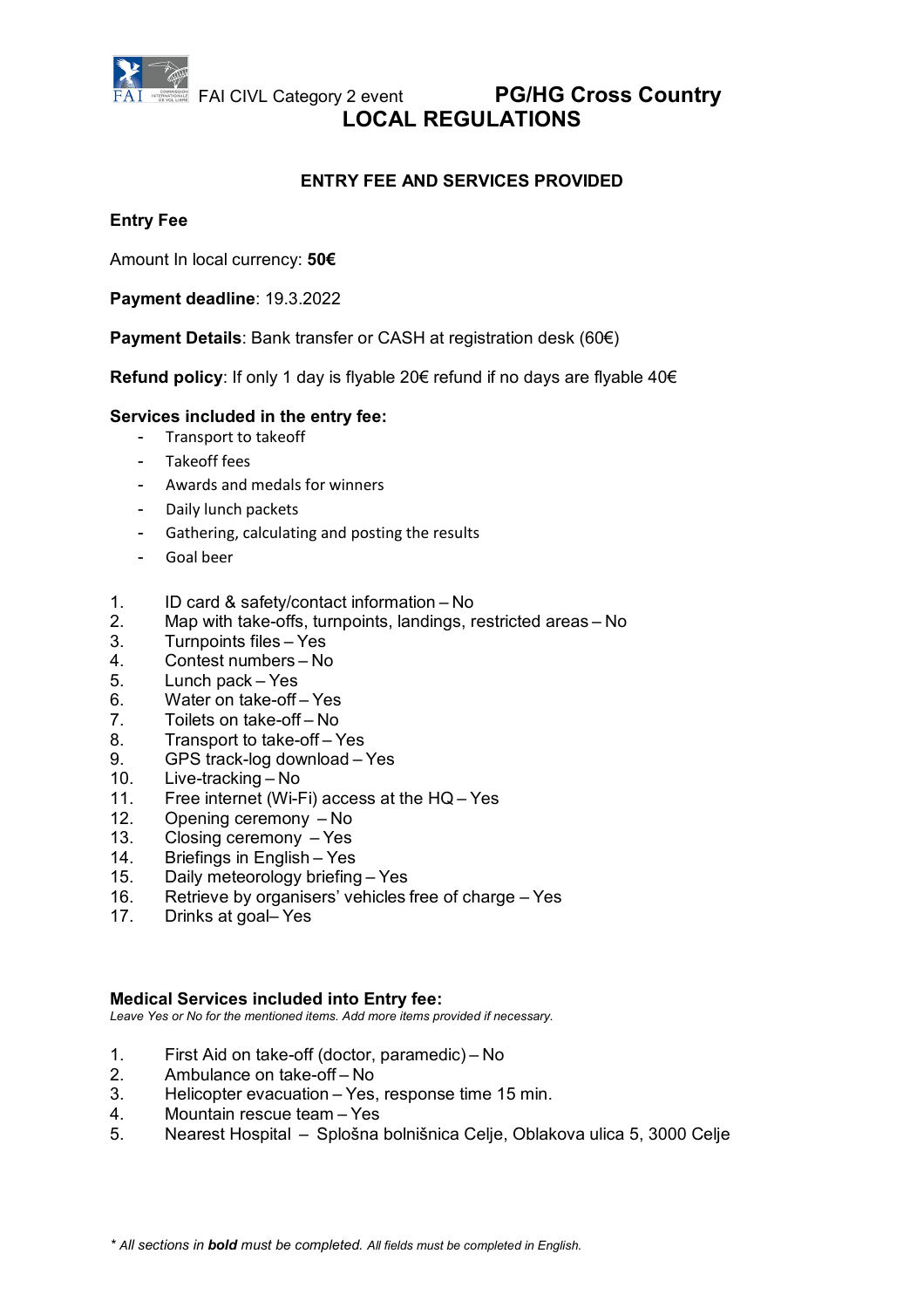FAI CIVL Category 2 event **PG/HG Cross Country**

# LOCAL REGULATIONS

## ENTRY FEE AND SERVICES PROVIDED

### Entry Fee

Amount In local currency: **50€**

**Payment deadline**: 19.3.2022

**Payment Details**: Bank transfer or CASH at registration desk (60€)

**Refund policy**: If only 1 day is flyable 20€ refund if no days are flyable 40€

### Services included in the entry fee:

- Transport to takeoff
- Takeoff fees
- Awards and medals for winners
- Daily lunch packets
- Gathering, calculating and posting the results
- Goal beer

1. ID card & safety/contact information – No
2. Map with take-offs, turnpoints, landings, restricted areas – No
3. Turnpoints files – Yes
4. Contest numbers – No
5. Lunch pack – Yes
6. Water on take-off – Yes
7. Toilets on take-off – No
8. Transport to take-off – Yes
9. GPS track-log download – Yes
10. Live-tracking – No
11. Free internet (Wi-Fi) access at the HQ – Yes
12. Opening ceremony – No
13. Closing ceremony – Yes
14. Briefings in English – Yes
15. Daily meteorology briefing – Yes
16. Retrieve by organisers' vehicles free of charge – Yes
17. Drinks at goal– Yes

### Medical Services included into Entry fee:

*Leave Yes or No for the mentioned items. Add more items provided if necessary.*

1. First Aid on take-off (doctor, paramedic) – No
2. Ambulance on take-off – No
3. Helicopter evacuation – Yes, response time 15 min.
4. Mountain rescue team – Yes
5. Nearest Hospital – Splošna bolnišnica Celje, Oblakova ulica 5, 3000 Celje

*\* All sections in **bold** must be completed. All fields must be completed in English.*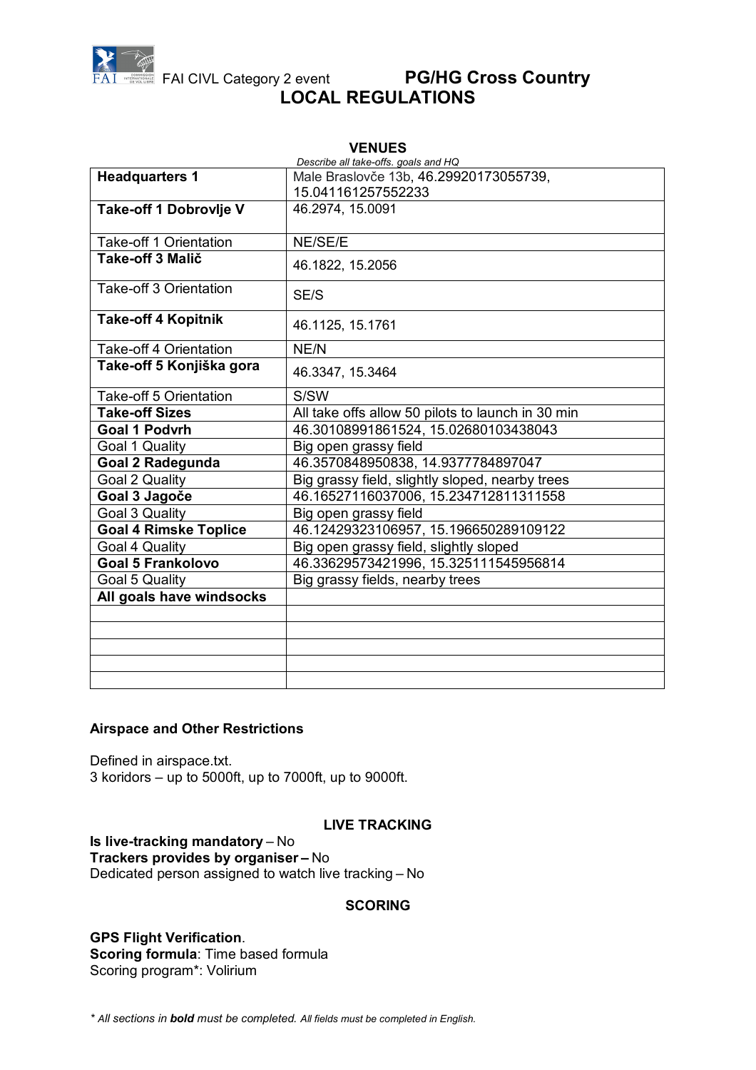FAI CIVL Category 2 event **PG/HG Cross Country**

# LOCAL REGULATIONS

## VENUES

*Describe all take-offs. goals and HQ*

| | |
|---|---|
| **Headquarters 1** | Male Braslovče 13b, 46.29920173055739, 15.041161257552233 |
| **Take-off 1 Dobrovlje V** | 46.2974, 15.0091 |
| Take-off 1 Orientation | NE/SE/E |
| **Take-off 3 Malič** | 46.1822, 15.2056 |
| Take-off 3 Orientation | SE/S |
| **Take-off 4 Kopitnik** | 46.1125, 15.1761 |
| Take-off 4 Orientation | NE/N |
| **Take-off 5 Konjiška gora** | 46.3347, 15.3464 |
| Take-off 5 Orientation | S/SW |
| **Take-off Sizes** | All take offs allow 50 pilots to launch in 30 min |
| **Goal 1 Podvrh** | 46.30108991861524, 15.02680103438043 |
| Goal 1 Quality | Big open grassy field |
| **Goal 2 Radegunda** | 46.3570848950838, 14.9377784897047 |
| Goal 2 Quality | Big grassy field, slightly sloped, nearby trees |
| **Goal 3 Jagoče** | 46.16527116037006, 15.234712811311558 |
| Goal 3 Quality | Big open grassy field |
| **Goal 4 Rimske Toplice** | 46.12429323106957, 15.196650289109122 |
| Goal 4 Quality | Big open grassy field, slightly sloped |
| **Goal 5 Frankolovo** | 46.33629573421996, 15.325111545956814 |
| Goal 5 Quality | Big grassy fields, nearby trees |
| **All goals have windsocks** | |
| | |
| | |
| | |
| | |
| | |

### Airspace and Other Restrictions

Defined in airspace.txt.
3 koridors – up to 5000ft, up to 7000ft, up to 9000ft.

## LIVE TRACKING

**Is live-tracking mandatory** – No
**Trackers provides by organiser –** No
Dedicated person assigned to watch live tracking – No

## SCORING

**GPS Flight Verification**.
**Scoring formula**: Time based formula
Scoring program*: Volirium

*\* All sections in **bold** must be completed. All fields must be completed in English.*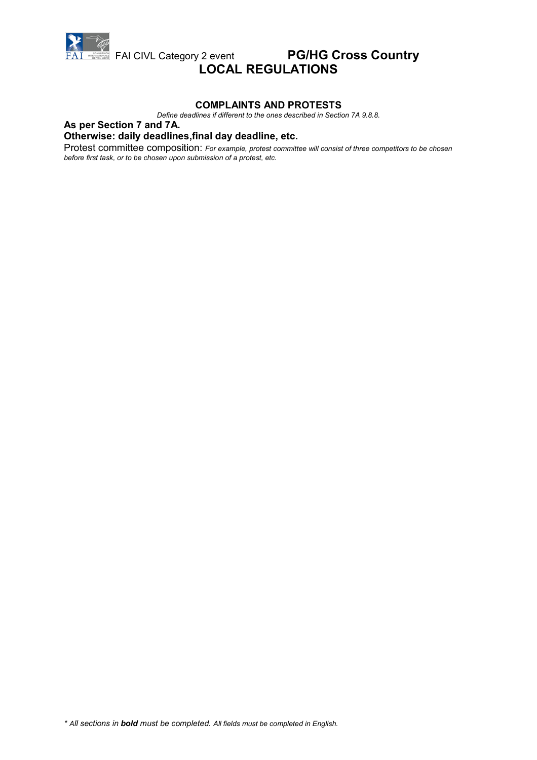# COMPLAINTS AND PROTESTS

*Define deadlines if different to the ones described in Section 7A 9.8.8.*

**As per Section 7 and 7A.**

**Otherwise: daily deadlines,final day deadline, etc.**

Protest committee composition: *For example, protest committee will consist of three competitors to be chosen before first task, or to be chosen upon submission of a protest, etc.*

*\* All sections in **bold** must be completed. All fields must be completed in English.*